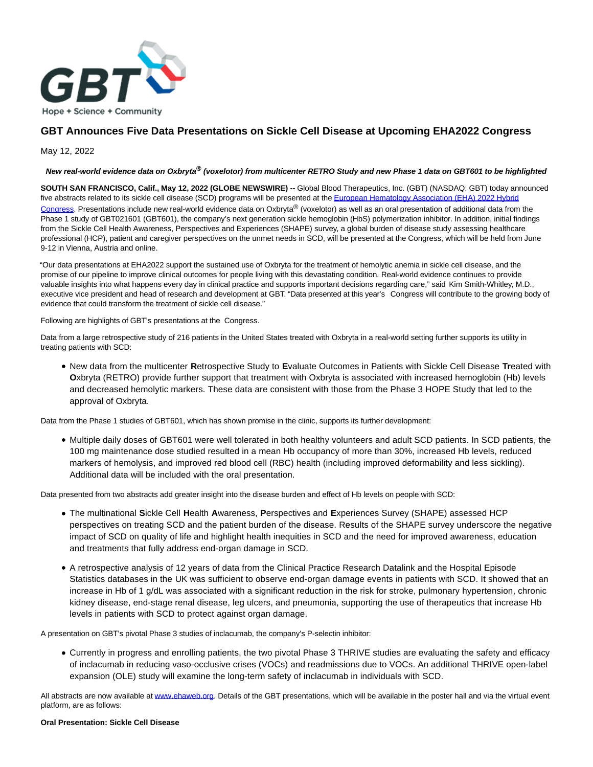# GBT Announces Five Data Presentations on Sickle Cell Disease at Upcoming EHA2022 Congress

May 12, 2022

***New real-world evidence data on Oxbryta® (voxelotor) from multicenter RETRO Study and new Phase 1 data on GBT601 to be highlighted***

**SOUTH SAN FRANCISCO, Calif., May 12, 2022 (GLOBE NEWSWIRE) --** Global Blood Therapeutics, Inc. (GBT) (NASDAQ: GBT) today announced five abstracts related to its sickle cell disease (SCD) programs will be presented at the [European Hematology Association (EHA) 2022 Hybrid Congress](). Presentations include new real-world evidence data on Oxbryta® (voxelotor) as well as an oral presentation of additional data from the Phase 1 study of GBT021601 (GBT601), the company's next generation sickle hemoglobin (HbS) polymerization inhibitor. In addition, initial findings from the Sickle Cell Health Awareness, Perspectives and Experiences (SHAPE) survey, a global burden of disease study assessing healthcare professional (HCP), patient and caregiver perspectives on the unmet needs in SCD, will be presented at the Congress, which will be held from June 9-12 in Vienna, Austria and online.

"Our data presentations at EHA2022 support the sustained use of Oxbryta for the treatment of hemolytic anemia in sickle cell disease, and the promise of our pipeline to improve clinical outcomes for people living with this devastating condition. Real-world evidence continues to provide valuable insights into what happens every day in clinical practice and supports important decisions regarding care," said Kim Smith-Whitley, M.D., executive vice president and head of research and development at GBT. "Data presented at this year's Congress will contribute to the growing body of evidence that could transform the treatment of sickle cell disease."

Following are highlights of GBT's presentations at the Congress.

Data from a large retrospective study of 216 patients in the United States treated with Oxbryta in a real-world setting further supports its utility in treating patients with SCD:

- New data from the multicenter **R**etrospective Study to **E**valuate Outcomes in Patients with Sickle Cell Disease **Tr**eated with **O**xbryta (RETRO) provide further support that treatment with Oxbryta is associated with increased hemoglobin (Hb) levels and decreased hemolytic markers. These data are consistent with those from the Phase 3 HOPE Study that led to the approval of Oxbryta.

Data from the Phase 1 studies of GBT601, which has shown promise in the clinic, supports its further development:

- Multiple daily doses of GBT601 were well tolerated in both healthy volunteers and adult SCD patients. In SCD patients, the 100 mg maintenance dose studied resulted in a mean Hb occupancy of more than 30%, increased Hb levels, reduced markers of hemolysis, and improved red blood cell (RBC) health (including improved deformability and less sickling). Additional data will be included with the oral presentation.

Data presented from two abstracts add greater insight into the disease burden and effect of Hb levels on people with SCD:

- The multinational **S**ickle Cell **H**ealth **A**wareness, **P**erspectives and **E**xperiences Survey (SHAPE) assessed HCP perspectives on treating SCD and the patient burden of the disease. Results of the SHAPE survey underscore the negative impact of SCD on quality of life and highlight health inequities in SCD and the need for improved awareness, education and treatments that fully address end-organ damage in SCD.
- A retrospective analysis of 12 years of data from the Clinical Practice Research Datalink and the Hospital Episode Statistics databases in the UK was sufficient to observe end-organ damage events in patients with SCD. It showed that an increase in Hb of 1 g/dL was associated with a significant reduction in the risk for stroke, pulmonary hypertension, chronic kidney disease, end-stage renal disease, leg ulcers, and pneumonia, supporting the use of therapeutics that increase Hb levels in patients with SCD to protect against organ damage.

A presentation on GBT's pivotal Phase 3 studies of inclacumab, the company's P-selectin inhibitor:

- Currently in progress and enrolling patients, the two pivotal Phase 3 THRIVE studies are evaluating the safety and efficacy of inclacumab in reducing vaso-occlusive crises (VOCs) and readmissions due to VOCs. An additional THRIVE open-label expansion (OLE) study will examine the long-term safety of inclacumab in individuals with SCD.

All abstracts are now available at [www.ehaweb.org](). Details of the GBT presentations, which will be available in the poster hall and via the virtual event platform, are as follows:

**Oral Presentation: Sickle Cell Disease**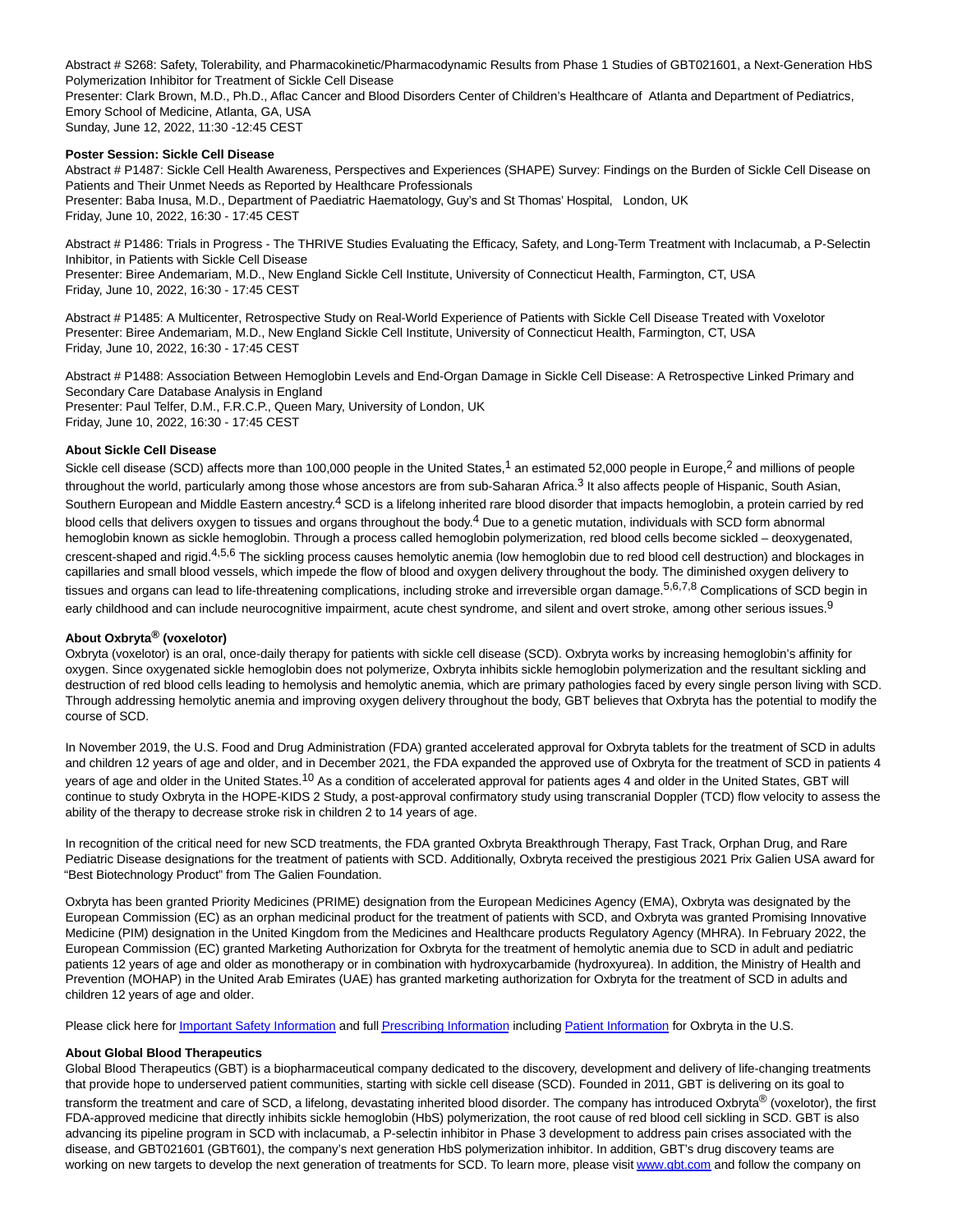Abstract # S268: Safety, Tolerability, and Pharmacokinetic/Pharmacodynamic Results from Phase 1 Studies of GBT021601, a Next-Generation HbS Polymerization Inhibitor for Treatment of Sickle Cell Disease
Presenter: Clark Brown, M.D., Ph.D., Aflac Cancer and Blood Disorders Center of Children's Healthcare of Atlanta and Department of Pediatrics, Emory School of Medicine, Atlanta, GA, USA
Sunday, June 12, 2022, 11:30 -12:45 CEST

**Poster Session: Sickle Cell Disease**
Abstract # P1487: Sickle Cell Health Awareness, Perspectives and Experiences (SHAPE) Survey: Findings on the Burden of Sickle Cell Disease on Patients and Their Unmet Needs as Reported by Healthcare Professionals
Presenter: Baba Inusa, M.D., Department of Paediatric Haematology, Guy's and St Thomas' Hospital, London, UK
Friday, June 10, 2022, 16:30 - 17:45 CEST

Abstract # P1486: Trials in Progress - The THRIVE Studies Evaluating the Efficacy, Safety, and Long-Term Treatment with Inclacumab, a P-Selectin Inhibitor, in Patients with Sickle Cell Disease
Presenter: Biree Andemariam, M.D., New England Sickle Cell Institute, University of Connecticut Health, Farmington, CT, USA
Friday, June 10, 2022, 16:30 - 17:45 CEST

Abstract # P1485: A Multicenter, Retrospective Study on Real-World Experience of Patients with Sickle Cell Disease Treated with Voxelotor
Presenter: Biree Andemariam, M.D., New England Sickle Cell Institute, University of Connecticut Health, Farmington, CT, USA
Friday, June 10, 2022, 16:30 - 17:45 CEST

Abstract # P1488: Association Between Hemoglobin Levels and End-Organ Damage in Sickle Cell Disease: A Retrospective Linked Primary and Secondary Care Database Analysis in England
Presenter: Paul Telfer, D.M., F.R.C.P., Queen Mary, University of London, UK
Friday, June 10, 2022, 16:30 - 17:45 CEST

**About Sickle Cell Disease**
Sickle cell disease (SCD) affects more than 100,000 people in the United States,[1] an estimated 52,000 people in Europe,[2] and millions of people throughout the world, particularly among those whose ancestors are from sub-Saharan Africa.[3] It also affects people of Hispanic, South Asian, Southern European and Middle Eastern ancestry.[4] SCD is a lifelong inherited rare blood disorder that impacts hemoglobin, a protein carried by red blood cells that delivers oxygen to tissues and organs throughout the body.[4] Due to a genetic mutation, individuals with SCD form abnormal hemoglobin known as sickle hemoglobin. Through a process called hemoglobin polymerization, red blood cells become sickled – deoxygenated, crescent-shaped and rigid.[4,5,6] The sickling process causes hemolytic anemia (low hemoglobin due to red blood cell destruction) and blockages in capillaries and small blood vessels, which impede the flow of blood and oxygen delivery throughout the body. The diminished oxygen delivery to tissues and organs can lead to life-threatening complications, including stroke and irreversible organ damage.[5,6,7,8] Complications of SCD begin in early childhood and can include neurocognitive impairment, acute chest syndrome, and silent and overt stroke, among other serious issues.[9]

**About Oxbryta® (voxelotor)**
Oxbryta (voxelotor) is an oral, once-daily therapy for patients with sickle cell disease (SCD). Oxbryta works by increasing hemoglobin's affinity for oxygen. Since oxygenated sickle hemoglobin does not polymerize, Oxbryta inhibits sickle hemoglobin polymerization and the resultant sickling and destruction of red blood cells leading to hemolysis and hemolytic anemia, which are primary pathologies faced by every single person living with SCD. Through addressing hemolytic anemia and improving oxygen delivery throughout the body, GBT believes that Oxbryta has the potential to modify the course of SCD.

In November 2019, the U.S. Food and Drug Administration (FDA) granted accelerated approval for Oxbryta tablets for the treatment of SCD in adults and children 12 years of age and older, and in December 2021, the FDA expanded the approved use of Oxbryta for the treatment of SCD in patients 4 years of age and older in the United States.[10] As a condition of accelerated approval for patients ages 4 and older in the United States, GBT will continue to study Oxbryta in the HOPE-KIDS 2 Study, a post-approval confirmatory study using transcranial Doppler (TCD) flow velocity to assess the ability of the therapy to decrease stroke risk in children 2 to 14 years of age.

In recognition of the critical need for new SCD treatments, the FDA granted Oxbryta Breakthrough Therapy, Fast Track, Orphan Drug, and Rare Pediatric Disease designations for the treatment of patients with SCD. Additionally, Oxbryta received the prestigious 2021 Prix Galien USA award for "Best Biotechnology Product" from The Galien Foundation.

Oxbryta has been granted Priority Medicines (PRIME) designation from the European Medicines Agency (EMA), Oxbryta was designated by the European Commission (EC) as an orphan medicinal product for the treatment of patients with SCD, and Oxbryta was granted Promising Innovative Medicine (PIM) designation in the United Kingdom from the Medicines and Healthcare products Regulatory Agency (MHRA). In February 2022, the European Commission (EC) granted Marketing Authorization for Oxbryta for the treatment of hemolytic anemia due to SCD in adult and pediatric patients 12 years of age and older as monotherapy or in combination with hydroxycarbamide (hydroxyurea). In addition, the Ministry of Health and Prevention (MOHAP) in the United Arab Emirates (UAE) has granted marketing authorization for Oxbryta for the treatment of SCD in adults and children 12 years of age and older.

Please click here for Important Safety Information and full Prescribing Information including Patient Information for Oxbryta in the U.S.

**About Global Blood Therapeutics**
Global Blood Therapeutics (GBT) is a biopharmaceutical company dedicated to the discovery, development and delivery of life-changing treatments that provide hope to underserved patient communities, starting with sickle cell disease (SCD). Founded in 2011, GBT is delivering on its goal to transform the treatment and care of SCD, a lifelong, devastating inherited blood disorder. The company has introduced Oxbryta® (voxelotor), the first FDA-approved medicine that directly inhibits sickle hemoglobin (HbS) polymerization, the root cause of red blood cell sickling in SCD. GBT is also advancing its pipeline program in SCD with inclacumab, a P-selectin inhibitor in Phase 3 development to address pain crises associated with the disease, and GBT021601 (GBT601), the company's next generation HbS polymerization inhibitor. In addition, GBT's drug discovery teams are working on new targets to develop the next generation of treatments for SCD. To learn more, please visit www.gbt.com and follow the company on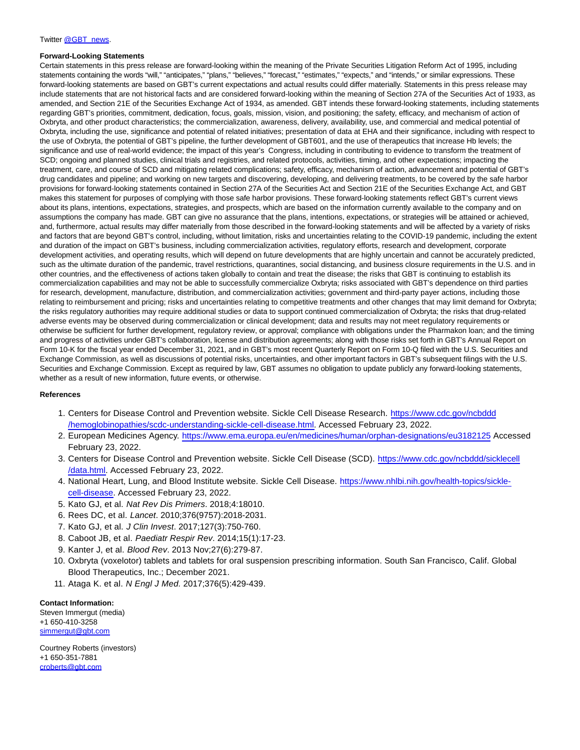Twitter [@GBT_news](@GBT_news).

**Forward-Looking Statements**

Certain statements in this press release are forward-looking within the meaning of the Private Securities Litigation Reform Act of 1995, including statements containing the words "will," "anticipates," "plans," "believes," "forecast," "estimates," "expects," and "intends," or similar expressions. These forward-looking statements are based on GBT's current expectations and actual results could differ materially. Statements in this press release may include statements that are not historical facts and are considered forward-looking within the meaning of Section 27A of the Securities Act of 1933, as amended, and Section 21E of the Securities Exchange Act of 1934, as amended. GBT intends these forward-looking statements, including statements regarding GBT's priorities, commitment, dedication, focus, goals, mission, vision, and positioning; the safety, efficacy, and mechanism of action of Oxbryta, and other product characteristics; the commercialization, awareness, delivery, availability, use, and commercial and medical potential of Oxbryta, including the use, significance and potential of related initiatives; presentation of data at EHA and their significance, including with respect to the use of Oxbryta, the potential of GBT's pipeline, the further development of GBT601, and the use of therapeutics that increase Hb levels; the significance and use of real-world evidence; the impact of this year's Congress, including in contributing to evidence to transform the treatment of SCD; ongoing and planned studies, clinical trials and registries, and related protocols, activities, timing, and other expectations; impacting the treatment, care, and course of SCD and mitigating related complications; safety, efficacy, mechanism of action, advancement and potential of GBT's drug candidates and pipeline; and working on new targets and discovering, developing, and delivering treatments, to be covered by the safe harbor provisions for forward-looking statements contained in Section 27A of the Securities Act and Section 21E of the Securities Exchange Act, and GBT makes this statement for purposes of complying with those safe harbor provisions. These forward-looking statements reflect GBT's current views about its plans, intentions, expectations, strategies, and prospects, which are based on the information currently available to the company and on assumptions the company has made. GBT can give no assurance that the plans, intentions, expectations, or strategies will be attained or achieved, and, furthermore, actual results may differ materially from those described in the forward-looking statements and will be affected by a variety of risks and factors that are beyond GBT's control, including, without limitation, risks and uncertainties relating to the COVID-19 pandemic, including the extent and duration of the impact on GBT's business, including commercialization activities, regulatory efforts, research and development, corporate development activities, and operating results, which will depend on future developments that are highly uncertain and cannot be accurately predicted, such as the ultimate duration of the pandemic, travel restrictions, quarantines, social distancing, and business closure requirements in the U.S. and in other countries, and the effectiveness of actions taken globally to contain and treat the disease; the risks that GBT is continuing to establish its commercialization capabilities and may not be able to successfully commercialize Oxbryta; risks associated with GBT's dependence on third parties for research, development, manufacture, distribution, and commercialization activities; government and third-party payer actions, including those relating to reimbursement and pricing; risks and uncertainties relating to competitive treatments and other changes that may limit demand for Oxbryta; the risks regulatory authorities may require additional studies or data to support continued commercialization of Oxbryta; the risks that drug-related adverse events may be observed during commercialization or clinical development; data and results may not meet regulatory requirements or otherwise be sufficient for further development, regulatory review, or approval; compliance with obligations under the Pharmakon loan; and the timing and progress of activities under GBT's collaboration, license and distribution agreements; along with those risks set forth in GBT's Annual Report on Form 10-K for the fiscal year ended December 31, 2021, and in GBT's most recent Quarterly Report on Form 10-Q filed with the U.S. Securities and Exchange Commission, as well as discussions of potential risks, uncertainties, and other important factors in GBT's subsequent filings with the U.S. Securities and Exchange Commission. Except as required by law, GBT assumes no obligation to update publicly any forward-looking statements, whether as a result of new information, future events, or otherwise.

**References**

1. Centers for Disease Control and Prevention website. Sickle Cell Disease Research. [https://www.cdc.gov/ncbddd/hemoglobinopathies/scdc-understanding-sickle-cell-disease.html](https://www.cdc.gov/ncbddd/hemoglobinopathies/scdc-understanding-sickle-cell-disease.html). Accessed February 23, 2022.
2. European Medicines Agency. [https://www.ema.europa.eu/en/medicines/human/orphan-designations/eu3182125](https://www.ema.europa.eu/en/medicines/human/orphan-designations/eu3182125) Accessed February 23, 2022.
3. Centers for Disease Control and Prevention website. Sickle Cell Disease (SCD). [https://www.cdc.gov/ncbddd/sicklecell/data.html](https://www.cdc.gov/ncbddd/sicklecell/data.html). Accessed February 23, 2022.
4. National Heart, Lung, and Blood Institute website. Sickle Cell Disease. [https://www.nhlbi.nih.gov/health-topics/sickle-cell-disease](https://www.nhlbi.nih.gov/health-topics/sickle-cell-disease). Accessed February 23, 2022.
5. Kato GJ, et al. *Nat Rev Dis Primers*. 2018;4:18010.
6. Rees DC, et al. *Lancet*. 2010;376(9757):2018-2031.
7. Kato GJ, et al. *J Clin Invest*. 2017;127(3):750-760.
8. Caboot JB, et al. *Paediatr Respir Rev*. 2014;15(1):17-23.
9. Kanter J, et al. *Blood Rev*. 2013 Nov;27(6):279-87.
10. Oxbryta (voxelotor) tablets and tablets for oral suspension prescribing information. South San Francisco, Calif. Global Blood Therapeutics, Inc.; December 2021.
11. Ataga K. et al. *N Engl J Med*. 2017;376(5):429-439.

**Contact Information:**

Steven Immergut (media)
+1 650-410-3258
[simmergut@gbt.com](mailto:simmergut@gbt.com)

Courtney Roberts (investors)
+1 650-351-7881
[croberts@gbt.com](mailto:croberts@gbt.com)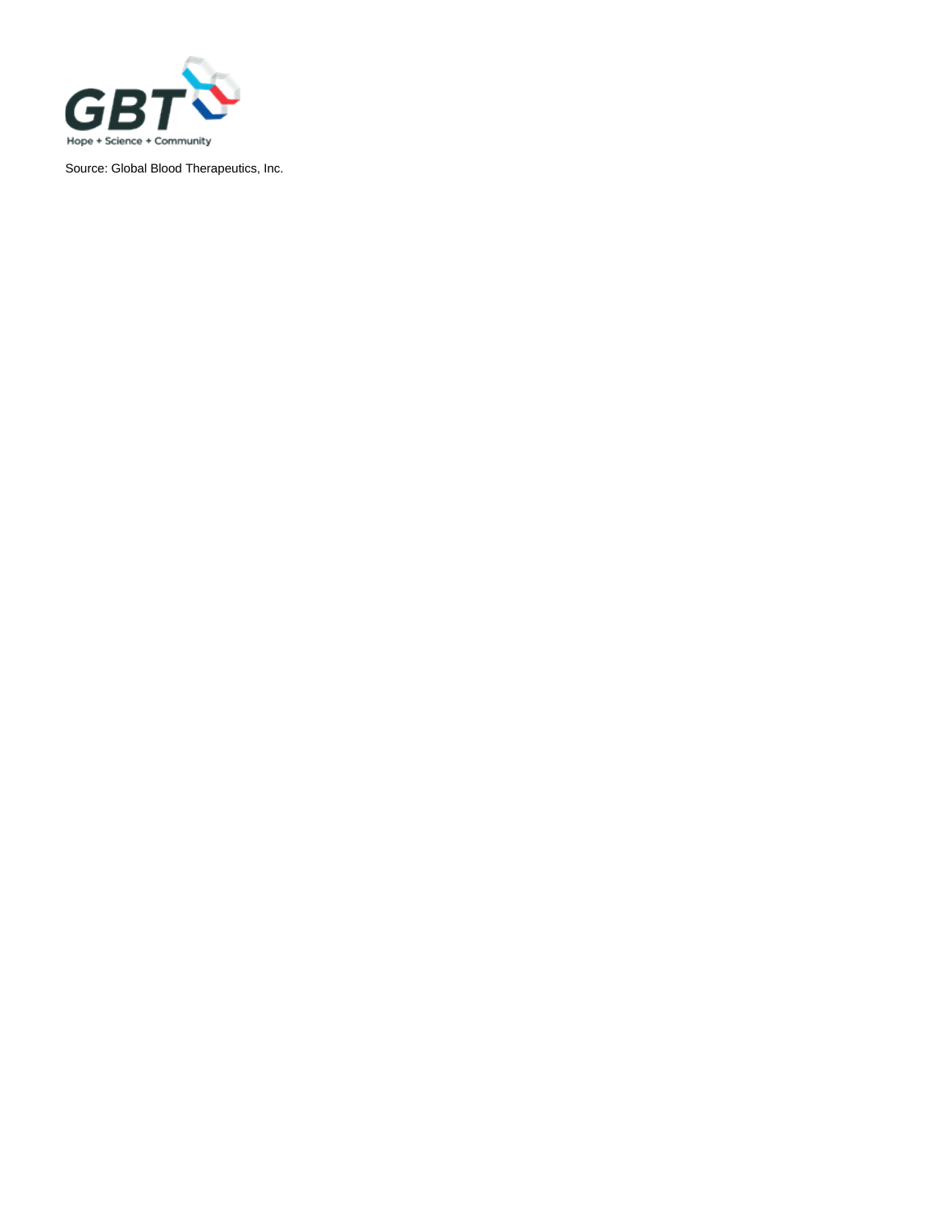GBT

Hope + Science + Community

Source: Global Blood Therapeutics, Inc.